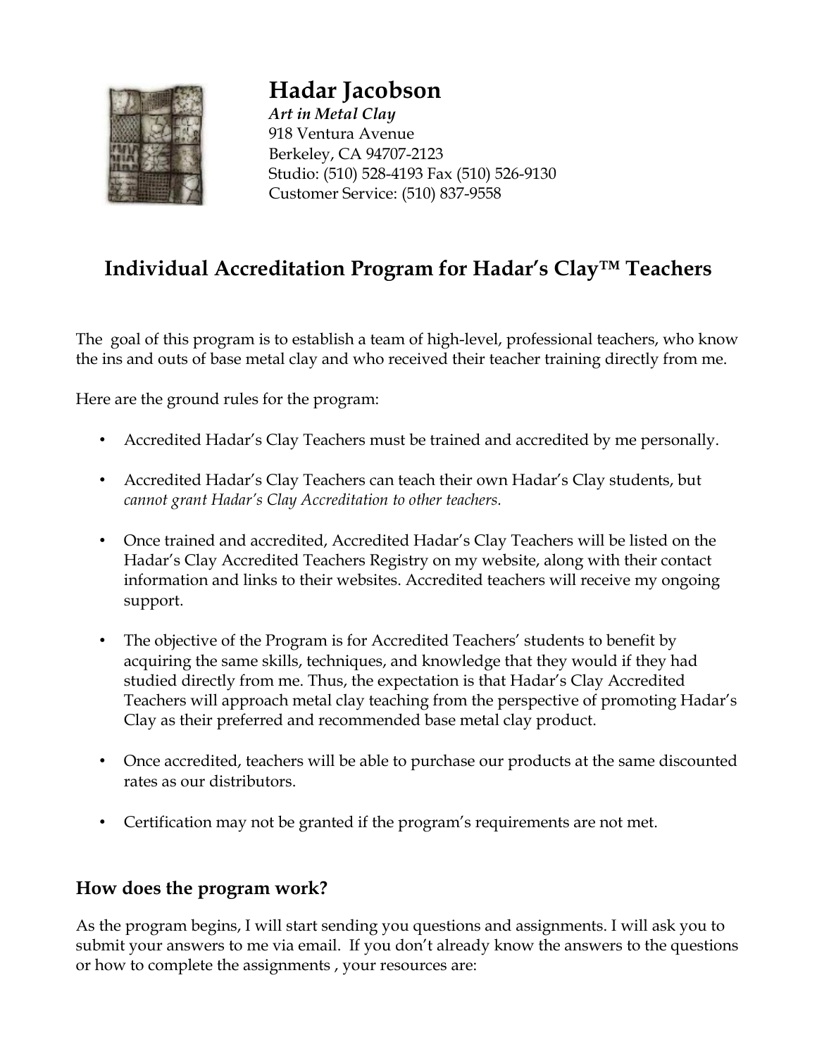# Hadar Jacobson

*Art in Metal Clay*
918 Ventura Avenue
Berkeley, CA 94707-2123
Studio: (510) 528-4193 Fax (510) 526-9130
Customer Service: (510) 837-9558

## Individual Accreditation Program for Hadar's Clay™ Teachers

The goal of this program is to establish a team of high-level, professional teachers, who know the ins and outs of base metal clay and who received their teacher training directly from me.

Here are the ground rules for the program:

- Accredited Hadar's Clay Teachers must be trained and accredited by me personally.
- Accredited Hadar's Clay Teachers can teach their own Hadar's Clay students, but *cannot grant Hadar's Clay Accreditation to other teachers.*
- Once trained and accredited, Accredited Hadar's Clay Teachers will be listed on the Hadar's Clay Accredited Teachers Registry on my website, along with their contact information and links to their websites. Accredited teachers will receive my ongoing support.
- The objective of the Program is for Accredited Teachers' students to benefit by acquiring the same skills, techniques, and knowledge that they would if they had studied directly from me. Thus, the expectation is that Hadar's Clay Accredited Teachers will approach metal clay teaching from the perspective of promoting Hadar's Clay as their preferred and recommended base metal clay product.
- Once accredited, teachers will be able to purchase our products at the same discounted rates as our distributors.
- Certification may not be granted if the program's requirements are not met.

### How does the program work?

As the program begins, I will start sending you questions and assignments. I will ask you to submit your answers to me via email. If you don't already know the answers to the questions or how to complete the assignments , your resources are: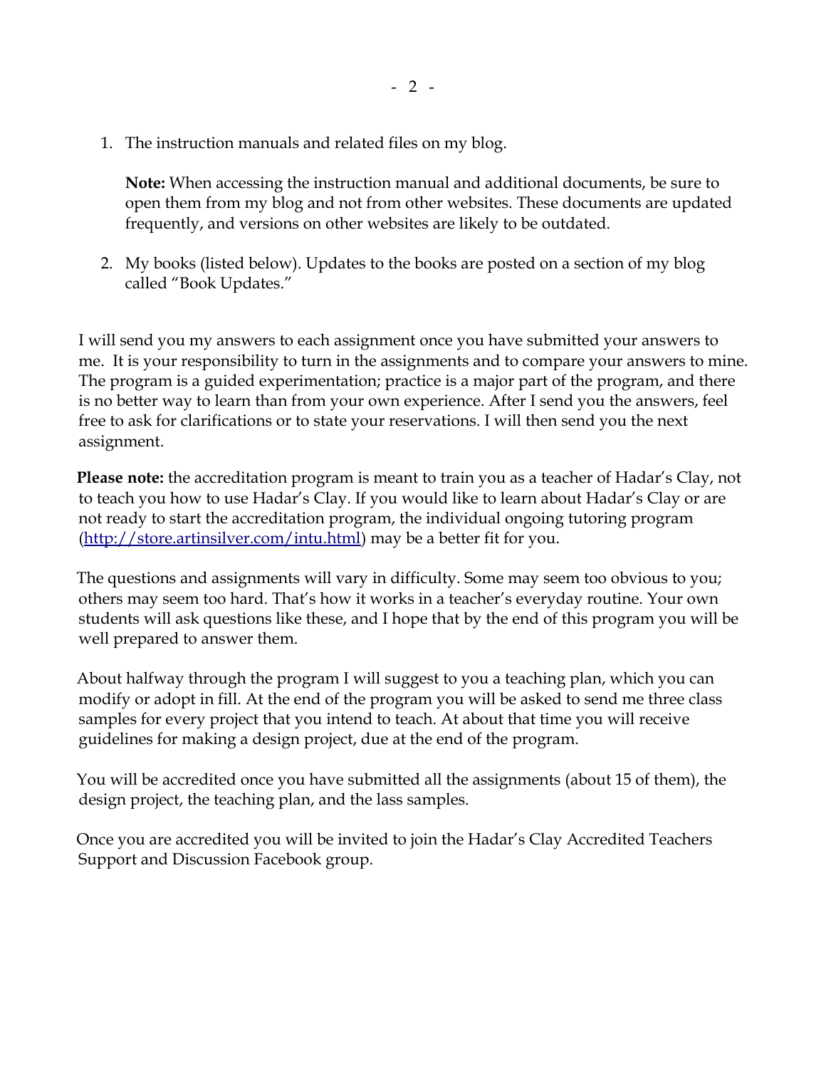1. The instruction manuals and related files on my blog.

   **Note:** When accessing the instruction manual and additional documents, be sure to open them from my blog and not from other websites. These documents are updated frequently, and versions on other websites are likely to be outdated.

2. My books (listed below). Updates to the books are posted on a section of my blog called "Book Updates."

I will send you my answers to each assignment once you have submitted your answers to me. It is your responsibility to turn in the assignments and to compare your answers to mine. The program is a guided experimentation; practice is a major part of the program, and there is no better way to learn than from your own experience. After I send you the answers, feel free to ask for clarifications or to state your reservations. I will then send you the next assignment.

**Please note:** the accreditation program is meant to train you as a teacher of Hadar's Clay, not to teach you how to use Hadar's Clay. If you would like to learn about Hadar's Clay or are not ready to start the accreditation program, the individual ongoing tutoring program ([http://store.artinsilver.com/intu.html](http://store.artinsilver.com/intu.html)) may be a better fit for you.

The questions and assignments will vary in difficulty. Some may seem too obvious to you; others may seem too hard. That's how it works in a teacher's everyday routine. Your own students will ask questions like these, and I hope that by the end of this program you will be well prepared to answer them.

About halfway through the program I will suggest to you a teaching plan, which you can modify or adopt in fill. At the end of the program you will be asked to send me three class samples for every project that you intend to teach. At about that time you will receive guidelines for making a design project, due at the end of the program.

You will be accredited once you have submitted all the assignments (about 15 of them), the design project, the teaching plan, and the lass samples.

Once you are accredited you will be invited to join the Hadar's Clay Accredited Teachers Support and Discussion Facebook group.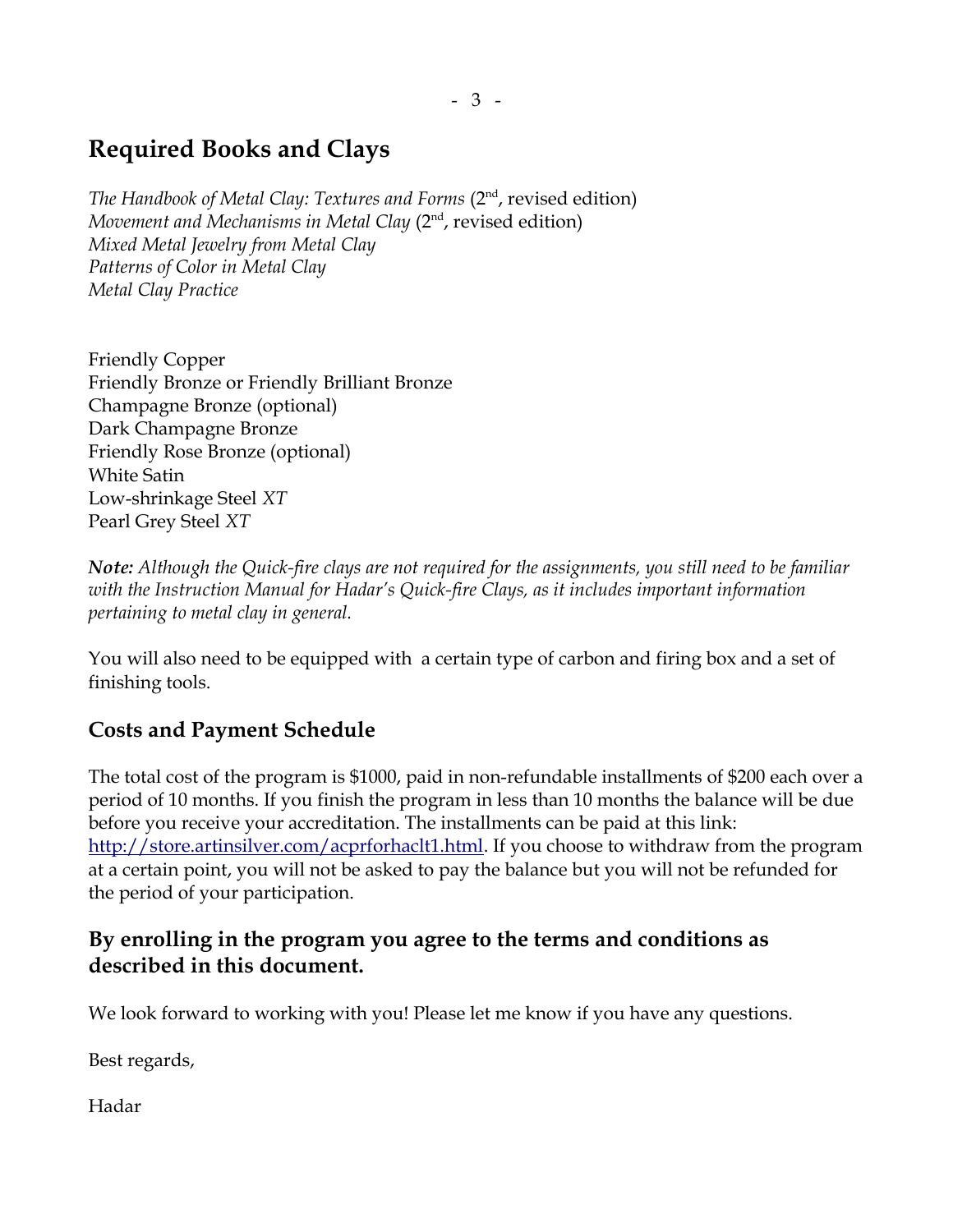## Required Books and Clays

*The Handbook of Metal Clay: Textures and Forms* (2nd, revised edition)
*Movement and Mechanisms in Metal Clay* (2nd, revised edition)
*Mixed Metal Jewelry from Metal Clay*
*Patterns of Color in Metal Clay*
*Metal Clay Practice*

Friendly Copper
Friendly Bronze or Friendly Brilliant Bronze
Champagne Bronze (optional)
Dark Champagne Bronze
Friendly Rose Bronze (optional)
White Satin
Low-shrinkage Steel *XT*
Pearl Grey Steel *XT*

***Note:*** *Although the Quick-fire clays are not required for the assignments, you still need to be familiar with the Instruction Manual for Hadar's Quick-fire Clays, as it includes important information pertaining to metal clay in general.*

You will also need to be equipped with a certain type of carbon and firing box and a set of finishing tools.

### Costs and Payment Schedule

The total cost of the program is $1000, paid in non-refundable installments of $200 each over a period of 10 months. If you finish the program in less than 10 months the balance will be due before you receive your accreditation. The installments can be paid at this link: [http://store.artinsilver.com/acprforhaclt1.html](http://store.artinsilver.com/acprforhaclt1.html). If you choose to withdraw from the program at a certain point, you will not be asked to pay the balance but you will not be refunded for the period of your participation.

### By enrolling in the program you agree to the terms and conditions as described in this document.

We look forward to working with you! Please let me know if you have any questions.

Best regards,

Hadar